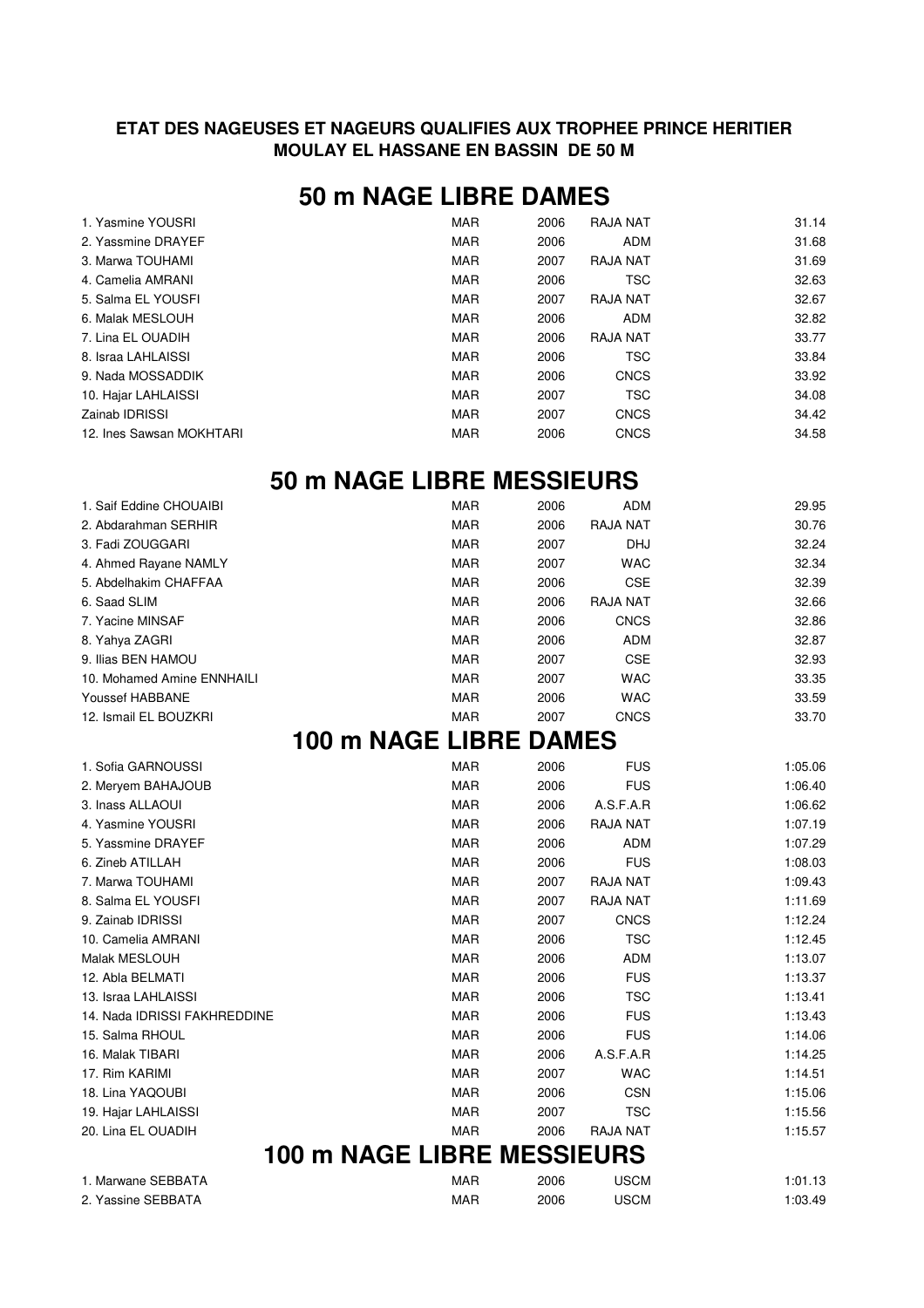**ETAT DES NAGEUSES ET NAGEURS QUALIFIES AUX TROPHEE PRINCE HERITIER MOULAY EL HASSANE EN BASSIN DE 50 M**

## 50 m NAGE LIBRE DAMES

| | | | | |
|---|---|---|---|---|
| 1. Yasmine YOUSRI | MAR | 2006 | RAJA NAT | 31.14 |
| 2. Yassmine DRAYEF | MAR | 2006 | ADM | 31.68 |
| 3. Marwa TOUHAMI | MAR | 2007 | RAJA NAT | 31.69 |
| 4. Camelia AMRANI | MAR | 2006 | TSC | 32.63 |
| 5. Salma EL YOUSFI | MAR | 2007 | RAJA NAT | 32.67 |
| 6. Malak MESLOUH | MAR | 2006 | ADM | 32.82 |
| 7. Lina EL OUADIH | MAR | 2006 | RAJA NAT | 33.77 |
| 8. Israa LAHLAISSI | MAR | 2006 | TSC | 33.84 |
| 9. Nada MOSSADDIK | MAR | 2006 | CNCS | 33.92 |
| 10. Hajar LAHLAISSI | MAR | 2007 | TSC | 34.08 |
| Zainab IDRISSI | MAR | 2007 | CNCS | 34.42 |
| 12. Ines Sawsan MOKHTARI | MAR | 2006 | CNCS | 34.58 |

## 50 m NAGE LIBRE MESSIEURS

| | | | | |
|---|---|---|---|---|
| 1. Saif Eddine CHOUAIBI | MAR | 2006 | ADM | 29.95 |
| 2. Abdarahman SERHIR | MAR | 2006 | RAJA NAT | 30.76 |
| 3. Fadi ZOUGGARI | MAR | 2007 | DHJ | 32.24 |
| 4. Ahmed Rayane NAMLY | MAR | 2007 | WAC | 32.34 |
| 5. Abdelhakim CHAFFAA | MAR | 2006 | CSE | 32.39 |
| 6. Saad SLIM | MAR | 2006 | RAJA NAT | 32.66 |
| 7. Yacine MINSAF | MAR | 2006 | CNCS | 32.86 |
| 8. Yahya ZAGRI | MAR | 2006 | ADM | 32.87 |
| 9. Ilias BEN HAMOU | MAR | 2007 | CSE | 32.93 |
| 10. Mohamed Amine ENNHAILI | MAR | 2007 | WAC | 33.35 |
| Youssef HABBANE | MAR | 2006 | WAC | 33.59 |
| 12. Ismail EL BOUZKRI | MAR | 2007 | CNCS | 33.70 |

## 100 m NAGE LIBRE DAMES

| | | | | |
|---|---|---|---|---|
| 1. Sofia GARNOUSSI | MAR | 2006 | FUS | 1:05.06 |
| 2. Meryem BAHAJOUB | MAR | 2006 | FUS | 1:06.40 |
| 3. Inass ALLAOUI | MAR | 2006 | A.S.F.A.R | 1:06.62 |
| 4. Yasmine YOUSRI | MAR | 2006 | RAJA NAT | 1:07.19 |
| 5. Yassmine DRAYEF | MAR | 2006 | ADM | 1:07.29 |
| 6. Zineb ATILLAH | MAR | 2006 | FUS | 1:08.03 |
| 7. Marwa TOUHAMI | MAR | 2007 | RAJA NAT | 1:09.43 |
| 8. Salma EL YOUSFI | MAR | 2007 | RAJA NAT | 1:11.69 |
| 9. Zainab IDRISSI | MAR | 2007 | CNCS | 1:12.24 |
| 10. Camelia AMRANI | MAR | 2006 | TSC | 1:12.45 |
| Malak MESLOUH | MAR | 2006 | ADM | 1:13.07 |
| 12. Abla BELMATI | MAR | 2006 | FUS | 1:13.37 |
| 13. Israa LAHLAISSI | MAR | 2006 | TSC | 1:13.41 |
| 14. Nada IDRISSI FAKHREDDINE | MAR | 2006 | FUS | 1:13.43 |
| 15. Salma RHOUL | MAR | 2006 | FUS | 1:14.06 |
| 16. Malak TIBARI | MAR | 2006 | A.S.F.A.R | 1:14.25 |
| 17. Rim KARIMI | MAR | 2007 | WAC | 1:14.51 |
| 18. Lina YAQOUBI | MAR | 2006 | CSN | 1:15.06 |
| 19. Hajar LAHLAISSI | MAR | 2007 | TSC | 1:15.56 |
| 20. Lina EL OUADIH | MAR | 2006 | RAJA NAT | 1:15.57 |

## 100 m NAGE LIBRE MESSIEURS

| | | | | |
|---|---|---|---|---|
| 1. Marwane SEBBATA | MAR | 2006 | USCM | 1:01.13 |
| 2. Yassine SEBBATA | MAR | 2006 | USCM | 1:03.49 |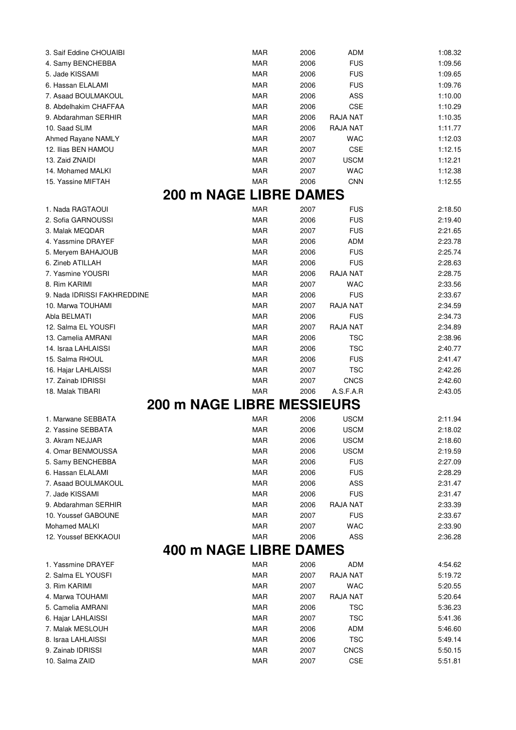| | | | | |
|---|---|---|---|---|
| 3. Saif Eddine CHOUAIBI | MAR | 2006 | ADM | 1:08.32 |
| 4. Samy BENCHEBBA | MAR | 2006 | FUS | 1:09.56 |
| 5. Jade KISSAMI | MAR | 2006 | FUS | 1:09.65 |
| 6. Hassan ELALAMI | MAR | 2006 | FUS | 1:09.76 |
| 7. Asaad BOULMAKOUL | MAR | 2006 | ASS | 1:10.00 |
| 8. Abdelhakim CHAFFAA | MAR | 2006 | CSE | 1:10.29 |
| 9. Abdarahman SERHIR | MAR | 2006 | RAJA NAT | 1:10.35 |
| 10. Saad SLIM | MAR | 2006 | RAJA NAT | 1:11.77 |
| Ahmed Rayane NAMLY | MAR | 2007 | WAC | 1:12.03 |
| 12. Ilias BEN HAMOU | MAR | 2007 | CSE | 1:12.15 |
| 13. Zaid ZNAIDI | MAR | 2007 | USCM | 1:12.21 |
| 14. Mohamed MALKI | MAR | 2007 | WAC | 1:12.38 |
| 15. Yassine MIFTAH | MAR | 2006 | CNN | 1:12.55 |

## 200 m NAGE LIBRE DAMES

| | | | | |
|---|---|---|---|---|
| 1. Nada RAGTAOUI | MAR | 2007 | FUS | 2:18.50 |
| 2. Sofia GARNOUSSI | MAR | 2006 | FUS | 2:19.40 |
| 3. Malak MEQDAR | MAR | 2007 | FUS | 2:21.65 |
| 4. Yassmine DRAYEF | MAR | 2006 | ADM | 2:23.78 |
| 5. Meryem BAHAJOUB | MAR | 2006 | FUS | 2:25.74 |
| 6. Zineb ATILLAH | MAR | 2006 | FUS | 2:28.63 |
| 7. Yasmine YOUSRI | MAR | 2006 | RAJA NAT | 2:28.75 |
| 8. Rim KARIMI | MAR | 2007 | WAC | 2:33.56 |
| 9. Nada IDRISSI FAKHREDDINE | MAR | 2006 | FUS | 2:33.67 |
| 10. Marwa TOUHAMI | MAR | 2007 | RAJA NAT | 2:34.59 |
| Abla BELMATI | MAR | 2006 | FUS | 2:34.73 |
| 12. Salma EL YOUSFI | MAR | 2007 | RAJA NAT | 2:34.89 |
| 13. Camelia AMRANI | MAR | 2006 | TSC | 2:38.96 |
| 14. Israa LAHLAISSI | MAR | 2006 | TSC | 2:40.77 |
| 15. Salma RHOUL | MAR | 2006 | FUS | 2:41.47 |
| 16. Hajar LAHLAISSI | MAR | 2007 | TSC | 2:42.26 |
| 17. Zainab IDRISSI | MAR | 2007 | CNCS | 2:42.60 |
| 18. Malak TIBARI | MAR | 2006 | A.S.F.A.R | 2:43.05 |

## 200 m NAGE LIBRE MESSIEURS

| | | | | |
|---|---|---|---|---|
| 1. Marwane SEBBATA | MAR | 2006 | USCM | 2:11.94 |
| 2. Yassine SEBBATA | MAR | 2006 | USCM | 2:18.02 |
| 3. Akram NEJJAR | MAR | 2006 | USCM | 2:18.60 |
| 4. Omar BENMOUSSA | MAR | 2006 | USCM | 2:19.59 |
| 5. Samy BENCHEBBA | MAR | 2006 | FUS | 2:27.09 |
| 6. Hassan ELALAMI | MAR | 2006 | FUS | 2:28.29 |
| 7. Asaad BOULMAKOUL | MAR | 2006 | ASS | 2:31.47 |
| 7. Jade KISSAMI | MAR | 2006 | FUS | 2:31.47 |
| 9. Abdarahman SERHIR | MAR | 2006 | RAJA NAT | 2:33.39 |
| 10. Youssef GABOUNE | MAR | 2007 | FUS | 2:33.67 |
| Mohamed MALKI | MAR | 2007 | WAC | 2:33.90 |
| 12. Youssef BEKKAOUI | MAR | 2006 | ASS | 2:36.28 |

## 400 m NAGE LIBRE DAMES

| | | | | |
|---|---|---|---|---|
| 1. Yassmine DRAYEF | MAR | 2006 | ADM | 4:54.62 |
| 2. Salma EL YOUSFI | MAR | 2007 | RAJA NAT | 5:19.72 |
| 3. Rim KARIMI | MAR | 2007 | WAC | 5:20.55 |
| 4. Marwa TOUHAMI | MAR | 2007 | RAJA NAT | 5:20.64 |
| 5. Camelia AMRANI | MAR | 2006 | TSC | 5:36.23 |
| 6. Hajar LAHLAISSI | MAR | 2007 | TSC | 5:41.36 |
| 7. Malak MESLOUH | MAR | 2006 | ADM | 5:46.60 |
| 8. Israa LAHLAISSI | MAR | 2006 | TSC | 5:49.14 |
| 9. Zainab IDRISSI | MAR | 2007 | CNCS | 5:50.15 |
| 10. Salma ZAID | MAR | 2007 | CSE | 5:51.81 |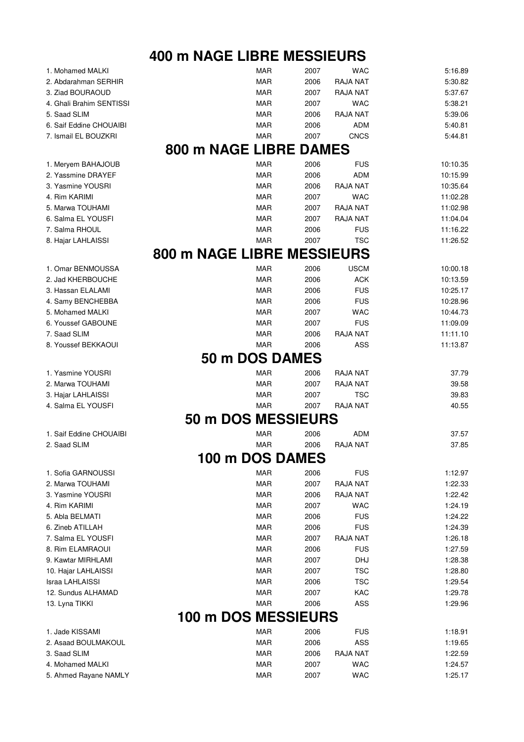## 400 m NAGE LIBRE MESSIEURS

| | | | | |
|---|---|---|---|---|
| 1. Mohamed MALKI | MAR | 2007 | WAC | 5:16.89 |
| 2. Abdarahman SERHIR | MAR | 2006 | RAJA NAT | 5:30.82 |
| 3. Ziad BOURAOUD | MAR | 2007 | RAJA NAT | 5:37.67 |
| 4. Ghali Brahim SENTISSI | MAR | 2007 | WAC | 5:38.21 |
| 5. Saad SLIM | MAR | 2006 | RAJA NAT | 5:39.06 |
| 6. Saif Eddine CHOUAIBI | MAR | 2006 | ADM | 5:40.81 |
| 7. Ismail EL BOUZKRI | MAR | 2007 | CNCS | 5:44.81 |

## 800 m NAGE LIBRE DAMES

| | | | | |
|---|---|---|---|---|
| 1. Meryem BAHAJOUB | MAR | 2006 | FUS | 10:10.35 |
| 2. Yassmine DRAYEF | MAR | 2006 | ADM | 10:15.99 |
| 3. Yasmine YOUSRI | MAR | 2006 | RAJA NAT | 10:35.64 |
| 4. Rim KARIMI | MAR | 2007 | WAC | 11:02.28 |
| 5. Marwa TOUHAMI | MAR | 2007 | RAJA NAT | 11:02.98 |
| 6. Salma EL YOUSFI | MAR | 2007 | RAJA NAT | 11:04.04 |
| 7. Salma RHOUL | MAR | 2006 | FUS | 11:16.22 |
| 8. Hajar LAHLAISSI | MAR | 2007 | TSC | 11:26.52 |

## 800 m NAGE LIBRE MESSIEURS

| | | | | |
|---|---|---|---|---|
| 1. Omar BENMOUSSA | MAR | 2006 | USCM | 10:00.18 |
| 2. Jad KHERBOUCHE | MAR | 2006 | ACK | 10:13.59 |
| 3. Hassan ELALAMI | MAR | 2006 | FUS | 10:25.17 |
| 4. Samy BENCHEBBA | MAR | 2006 | FUS | 10:28.96 |
| 5. Mohamed MALKI | MAR | 2007 | WAC | 10:44.73 |
| 6. Youssef GABOUNE | MAR | 2007 | FUS | 11:09.09 |
| 7. Saad SLIM | MAR | 2006 | RAJA NAT | 11:11.10 |
| 8. Youssef BEKKAOUI | MAR | 2006 | ASS | 11:13.87 |

## 50 m DOS DAMES

| | | | | |
|---|---|---|---|---|
| 1. Yasmine YOUSRI | MAR | 2006 | RAJA NAT | 37.79 |
| 2. Marwa TOUHAMI | MAR | 2007 | RAJA NAT | 39.58 |
| 3. Hajar LAHLAISSI | MAR | 2007 | TSC | 39.83 |
| 4. Salma EL YOUSFI | MAR | 2007 | RAJA NAT | 40.55 |

## 50 m DOS MESSIEURS

| | | | | |
|---|---|---|---|---|
| 1. Saif Eddine CHOUAIBI | MAR | 2006 | ADM | 37.57 |
| 2. Saad SLIM | MAR | 2006 | RAJA NAT | 37.85 |

## 100 m DOS DAMES

| | | | | |
|---|---|---|---|---|
| 1. Sofia GARNOUSSI | MAR | 2006 | FUS | 1:12.97 |
| 2. Marwa TOUHAMI | MAR | 2007 | RAJA NAT | 1:22.33 |
| 3. Yasmine YOUSRI | MAR | 2006 | RAJA NAT | 1:22.42 |
| 4. Rim KARIMI | MAR | 2007 | WAC | 1:24.19 |
| 5. Abla BELMATI | MAR | 2006 | FUS | 1:24.22 |
| 6. Zineb ATILLAH | MAR | 2006 | FUS | 1:24.39 |
| 7. Salma EL YOUSFI | MAR | 2007 | RAJA NAT | 1:26.18 |
| 8. Rim ELAMRAOUI | MAR | 2006 | FUS | 1:27.59 |
| 9. Kawtar MIRHLAMI | MAR | 2007 | DHJ | 1:28.38 |
| 10. Hajar LAHLAISSI | MAR | 2007 | TSC | 1:28.80 |
| Israa LAHLAISSI | MAR | 2006 | TSC | 1:29.54 |
| 12. Sundus ALHAMAD | MAR | 2007 | KAC | 1:29.78 |
| 13. Lyna TIKKI | MAR | 2006 | ASS | 1:29.96 |

## 100 m DOS MESSIEURS

| | | | | |
|---|---|---|---|---|
| 1. Jade KISSAMI | MAR | 2006 | FUS | 1:18.91 |
| 2. Asaad BOULMAKOUL | MAR | 2006 | ASS | 1:19.65 |
| 3. Saad SLIM | MAR | 2006 | RAJA NAT | 1:22.59 |
| 4. Mohamed MALKI | MAR | 2007 | WAC | 1:24.57 |
| 5. Ahmed Rayane NAMLY | MAR | 2007 | WAC | 1:25.17 |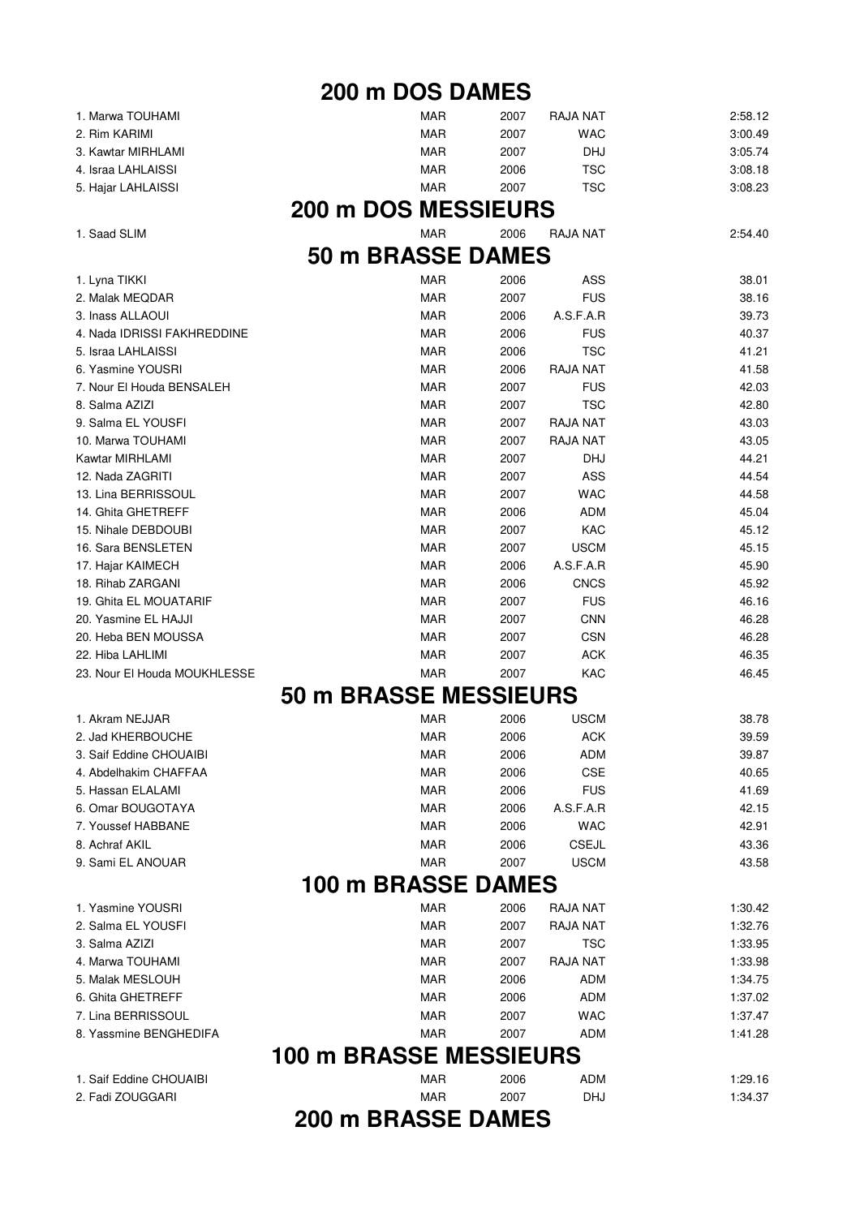## 200 m DOS DAMES

| | | | | |
|---|---|---|---|---|
| 1. Marwa TOUHAMI | MAR | 2007 | RAJA NAT | 2:58.12 |
| 2. Rim KARIMI | MAR | 2007 | WAC | 3:00.49 |
| 3. Kawtar MIRHLAMI | MAR | 2007 | DHJ | 3:05.74 |
| 4. Israa LAHLAISSI | MAR | 2006 | TSC | 3:08.18 |
| 5. Hajar LAHLAISSI | MAR | 2007 | TSC | 3:08.23 |

## 200 m DOS MESSIEURS

| | | | | |
|---|---|---|---|---|
| 1. Saad SLIM | MAR | 2006 | RAJA NAT | 2:54.40 |

## 50 m BRASSE DAMES

| | | | | |
|---|---|---|---|---|
| 1. Lyna TIKKI | MAR | 2006 | ASS | 38.01 |
| 2. Malak MEQDAR | MAR | 2007 | FUS | 38.16 |
| 3. Inass ALLAOUI | MAR | 2006 | A.S.F.A.R | 39.73 |
| 4. Nada IDRISSI FAKHREDDINE | MAR | 2006 | FUS | 40.37 |
| 5. Israa LAHLAISSI | MAR | 2006 | TSC | 41.21 |
| 6. Yasmine YOUSRI | MAR | 2006 | RAJA NAT | 41.58 |
| 7. Nour El Houda BENSALEH | MAR | 2007 | FUS | 42.03 |
| 8. Salma AZIZI | MAR | 2007 | TSC | 42.80 |
| 9. Salma EL YOUSFI | MAR | 2007 | RAJA NAT | 43.03 |
| 10. Marwa TOUHAMI | MAR | 2007 | RAJA NAT | 43.05 |
| Kawtar MIRHLAMI | MAR | 2007 | DHJ | 44.21 |
| 12. Nada ZAGRITI | MAR | 2007 | ASS | 44.54 |
| 13. Lina BERRISSOUL | MAR | 2007 | WAC | 44.58 |
| 14. Ghita GHETREFF | MAR | 2006 | ADM | 45.04 |
| 15. Nihale DEBDOUBI | MAR | 2007 | KAC | 45.12 |
| 16. Sara BENSLETEN | MAR | 2007 | USCM | 45.15 |
| 17. Hajar KAIMECH | MAR | 2006 | A.S.F.A.R | 45.90 |
| 18. Rihab ZARGANI | MAR | 2006 | CNCS | 45.92 |
| 19. Ghita EL MOUATARIF | MAR | 2007 | FUS | 46.16 |
| 20. Yasmine EL HAJJI | MAR | 2007 | CNN | 46.28 |
| 20. Heba BEN MOUSSA | MAR | 2007 | CSN | 46.28 |
| 22. Hiba LAHLIMI | MAR | 2007 | ACK | 46.35 |
| 23. Nour El Houda MOUKHLESSE | MAR | 2007 | KAC | 46.45 |

## 50 m BRASSE MESSIEURS

| | | | | |
|---|---|---|---|---|
| 1. Akram NEJJAR | MAR | 2006 | USCM | 38.78 |
| 2. Jad KHERBOUCHE | MAR | 2006 | ACK | 39.59 |
| 3. Saif Eddine CHOUAIBI | MAR | 2006 | ADM | 39.87 |
| 4. Abdelhakim CHAFFAA | MAR | 2006 | CSE | 40.65 |
| 5. Hassan ELALAMI | MAR | 2006 | FUS | 41.69 |
| 6. Omar BOUGOTAYA | MAR | 2006 | A.S.F.A.R | 42.15 |
| 7. Youssef HABBANE | MAR | 2006 | WAC | 42.91 |
| 8. Achraf AKIL | MAR | 2006 | CSEJL | 43.36 |
| 9. Sami EL ANOUAR | MAR | 2007 | USCM | 43.58 |

## 100 m BRASSE DAMES

| | | | | |
|---|---|---|---|---|
| 1. Yasmine YOUSRI | MAR | 2006 | RAJA NAT | 1:30.42 |
| 2. Salma EL YOUSFI | MAR | 2007 | RAJA NAT | 1:32.76 |
| 3. Salma AZIZI | MAR | 2007 | TSC | 1:33.95 |
| 4. Marwa TOUHAMI | MAR | 2007 | RAJA NAT | 1:33.98 |
| 5. Malak MESLOUH | MAR | 2006 | ADM | 1:34.75 |
| 6. Ghita GHETREFF | MAR | 2006 | ADM | 1:37.02 |
| 7. Lina BERRISSOUL | MAR | 2007 | WAC | 1:37.47 |
| 8. Yassmine BENGHEDIFA | MAR | 2007 | ADM | 1:41.28 |

## 100 m BRASSE MESSIEURS

| | | | | |
|---|---|---|---|---|
| 1. Saif Eddine CHOUAIBI | MAR | 2006 | ADM | 1:29.16 |
| 2. Fadi ZOUGGARI | MAR | 2007 | DHJ | 1:34.37 |

## 200 m BRASSE DAMES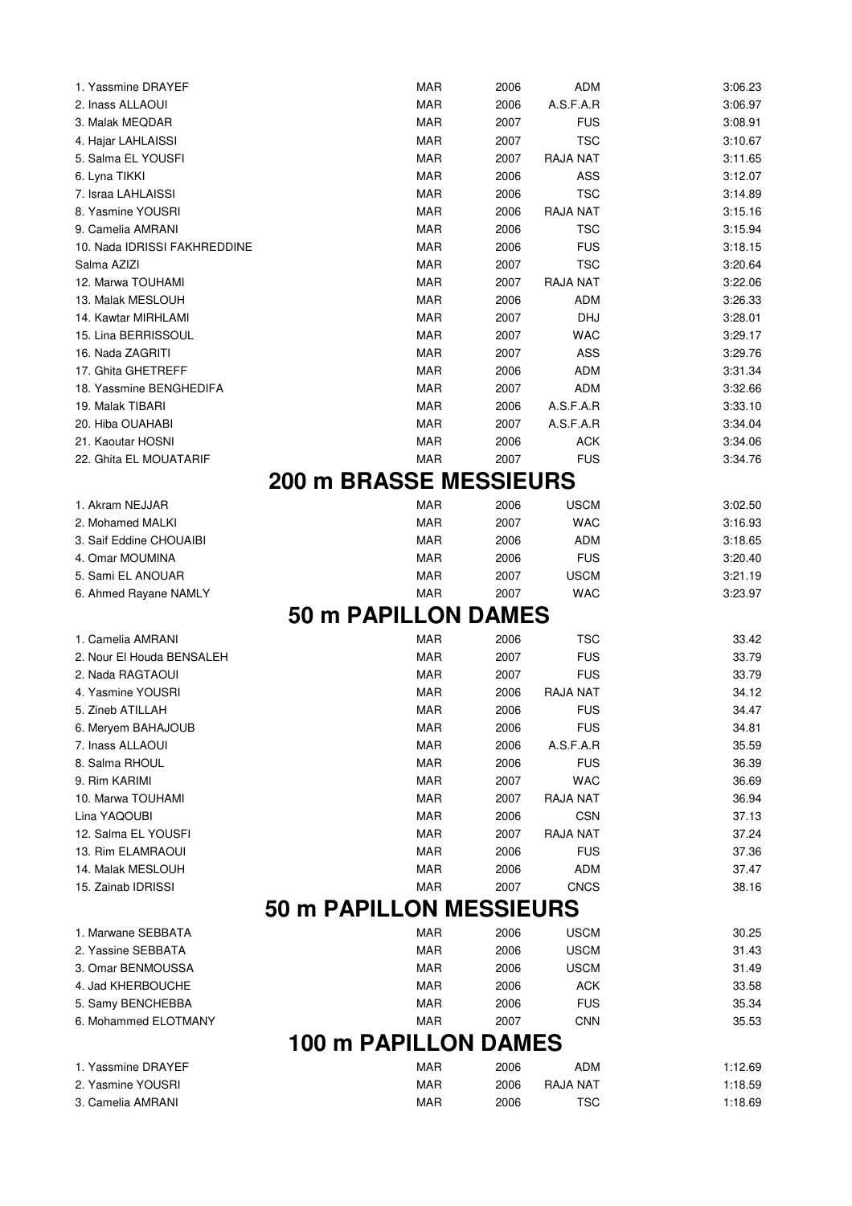| | | | | |
|---|---|---|---|---|
| 1. Yassmine DRAYEF | MAR | 2006 | ADM | 3:06.23 |
| 2. Inass ALLAOUI | MAR | 2006 | A.S.F.A.R | 3:06.97 |
| 3. Malak MEQDAR | MAR | 2007 | FUS | 3:08.91 |
| 4. Hajar LAHLAISSI | MAR | 2007 | TSC | 3:10.67 |
| 5. Salma EL YOUSFI | MAR | 2007 | RAJA NAT | 3:11.65 |
| 6. Lyna TIKKI | MAR | 2006 | ASS | 3:12.07 |
| 7. Israa LAHLAISSI | MAR | 2006 | TSC | 3:14.89 |
| 8. Yasmine YOUSRI | MAR | 2006 | RAJA NAT | 3:15.16 |
| 9. Camelia AMRANI | MAR | 2006 | TSC | 3:15.94 |
| 10. Nada IDRISSI FAKHREDDINE | MAR | 2006 | FUS | 3:18.15 |
| Salma AZIZI | MAR | 2007 | TSC | 3:20.64 |
| 12. Marwa TOUHAMI | MAR | 2007 | RAJA NAT | 3:22.06 |
| 13. Malak MESLOUH | MAR | 2006 | ADM | 3:26.33 |
| 14. Kawtar MIRHLAMI | MAR | 2007 | DHJ | 3:28.01 |
| 15. Lina BERRISSOUL | MAR | 2007 | WAC | 3:29.17 |
| 16. Nada ZAGRITI | MAR | 2007 | ASS | 3:29.76 |
| 17. Ghita GHETREFF | MAR | 2006 | ADM | 3:31.34 |
| 18. Yassmine BENGHEDIFA | MAR | 2007 | ADM | 3:32.66 |
| 19. Malak TIBARI | MAR | 2006 | A.S.F.A.R | 3:33.10 |
| 20. Hiba OUAHABI | MAR | 2007 | A.S.F.A.R | 3:34.04 |
| 21. Kaoutar HOSNI | MAR | 2006 | ACK | 3:34.06 |
| 22. Ghita EL MOUATARIF | MAR | 2007 | FUS | 3:34.76 |

## 200 m BRASSE MESSIEURS

| | | | | |
|---|---|---|---|---|
| 1. Akram NEJJAR | MAR | 2006 | USCM | 3:02.50 |
| 2. Mohamed MALKI | MAR | 2007 | WAC | 3:16.93 |
| 3. Saif Eddine CHOUAIBI | MAR | 2006 | ADM | 3:18.65 |
| 4. Omar MOUMINA | MAR | 2006 | FUS | 3:20.40 |
| 5. Sami EL ANOUAR | MAR | 2007 | USCM | 3:21.19 |
| 6. Ahmed Rayane NAMLY | MAR | 2007 | WAC | 3:23.97 |

## 50 m PAPILLON DAMES

| | | | | |
|---|---|---|---|---|
| 1. Camelia AMRANI | MAR | 2006 | TSC | 33.42 |
| 2. Nour El Houda BENSALEH | MAR | 2007 | FUS | 33.79 |
| 2. Nada RAGTAOUI | MAR | 2007 | FUS | 33.79 |
| 4. Yasmine YOUSRI | MAR | 2006 | RAJA NAT | 34.12 |
| 5. Zineb ATILLAH | MAR | 2006 | FUS | 34.47 |
| 6. Meryem BAHAJOUB | MAR | 2006 | FUS | 34.81 |
| 7. Inass ALLAOUI | MAR | 2006 | A.S.F.A.R | 35.59 |
| 8. Salma RHOUL | MAR | 2006 | FUS | 36.39 |
| 9. Rim KARIMI | MAR | 2007 | WAC | 36.69 |
| 10. Marwa TOUHAMI | MAR | 2007 | RAJA NAT | 36.94 |
| Lina YAQOUBI | MAR | 2006 | CSN | 37.13 |
| 12. Salma EL YOUSFI | MAR | 2007 | RAJA NAT | 37.24 |
| 13. Rim ELAMRAOUI | MAR | 2006 | FUS | 37.36 |
| 14. Malak MESLOUH | MAR | 2006 | ADM | 37.47 |
| 15. Zainab IDRISSI | MAR | 2007 | CNCS | 38.16 |

## 50 m PAPILLON MESSIEURS

| | | | | |
|---|---|---|---|---|
| 1. Marwane SEBBATA | MAR | 2006 | USCM | 30.25 |
| 2. Yassine SEBBATA | MAR | 2006 | USCM | 31.43 |
| 3. Omar BENMOUSSA | MAR | 2006 | USCM | 31.49 |
| 4. Jad KHERBOUCHE | MAR | 2006 | ACK | 33.58 |
| 5. Samy BENCHEBBA | MAR | 2006 | FUS | 35.34 |
| 6. Mohammed ELOTMANY | MAR | 2007 | CNN | 35.53 |

## 100 m PAPILLON DAMES

| | | | | |
|---|---|---|---|---|
| 1. Yassmine DRAYEF | MAR | 2006 | ADM | 1:12.69 |
| 2. Yasmine YOUSRI | MAR | 2006 | RAJA NAT | 1:18.59 |
| 3. Camelia AMRANI | MAR | 2006 | TSC | 1:18.69 |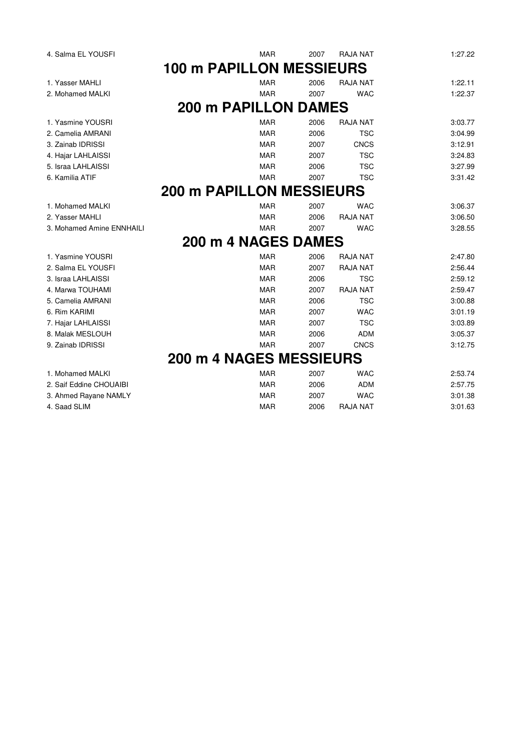| | | | | |
|---|---|---|---|---|
| 4. Salma EL YOUSFI | MAR | 2007 | RAJA NAT | 1:27.22 |

## 100 m PAPILLON MESSIEURS

| | | | | |
|---|---|---|---|---|
| 1. Yasser MAHLI | MAR | 2006 | RAJA NAT | 1:22.11 |
| 2. Mohamed MALKI | MAR | 2007 | WAC | 1:22.37 |

## 200 m PAPILLON DAMES

| | | | | |
|---|---|---|---|---|
| 1. Yasmine YOUSRI | MAR | 2006 | RAJA NAT | 3:03.77 |
| 2. Camelia AMRANI | MAR | 2006 | TSC | 3:04.99 |
| 3. Zainab IDRISSI | MAR | 2007 | CNCS | 3:12.91 |
| 4. Hajar LAHLAISSI | MAR | 2007 | TSC | 3:24.83 |
| 5. Israa LAHLAISSI | MAR | 2006 | TSC | 3:27.99 |
| 6. Kamilia ATIF | MAR | 2007 | TSC | 3:31.42 |

## 200 m PAPILLON MESSIEURS

| | | | | |
|---|---|---|---|---|
| 1. Mohamed MALKI | MAR | 2007 | WAC | 3:06.37 |
| 2. Yasser MAHLI | MAR | 2006 | RAJA NAT | 3:06.50 |
| 3. Mohamed Amine ENNHAILI | MAR | 2007 | WAC | 3:28.55 |

## 200 m 4 NAGES DAMES

| | | | | |
|---|---|---|---|---|
| 1. Yasmine YOUSRI | MAR | 2006 | RAJA NAT | 2:47.80 |
| 2. Salma EL YOUSFI | MAR | 2007 | RAJA NAT | 2:56.44 |
| 3. Israa LAHLAISSI | MAR | 2006 | TSC | 2:59.12 |
| 4. Marwa TOUHAMI | MAR | 2007 | RAJA NAT | 2:59.47 |
| 5. Camelia AMRANI | MAR | 2006 | TSC | 3:00.88 |
| 6. Rim KARIMI | MAR | 2007 | WAC | 3:01.19 |
| 7. Hajar LAHLAISSI | MAR | 2007 | TSC | 3:03.89 |
| 8. Malak MESLOUH | MAR | 2006 | ADM | 3:05.37 |
| 9. Zainab IDRISSI | MAR | 2007 | CNCS | 3:12.75 |

## 200 m 4 NAGES MESSIEURS

| | | | | |
|---|---|---|---|---|
| 1. Mohamed MALKI | MAR | 2007 | WAC | 2:53.74 |
| 2. Saif Eddine CHOUAIBI | MAR | 2006 | ADM | 2:57.75 |
| 3. Ahmed Rayane NAMLY | MAR | 2007 | WAC | 3:01.38 |
| 4. Saad SLIM | MAR | 2006 | RAJA NAT | 3:01.63 |